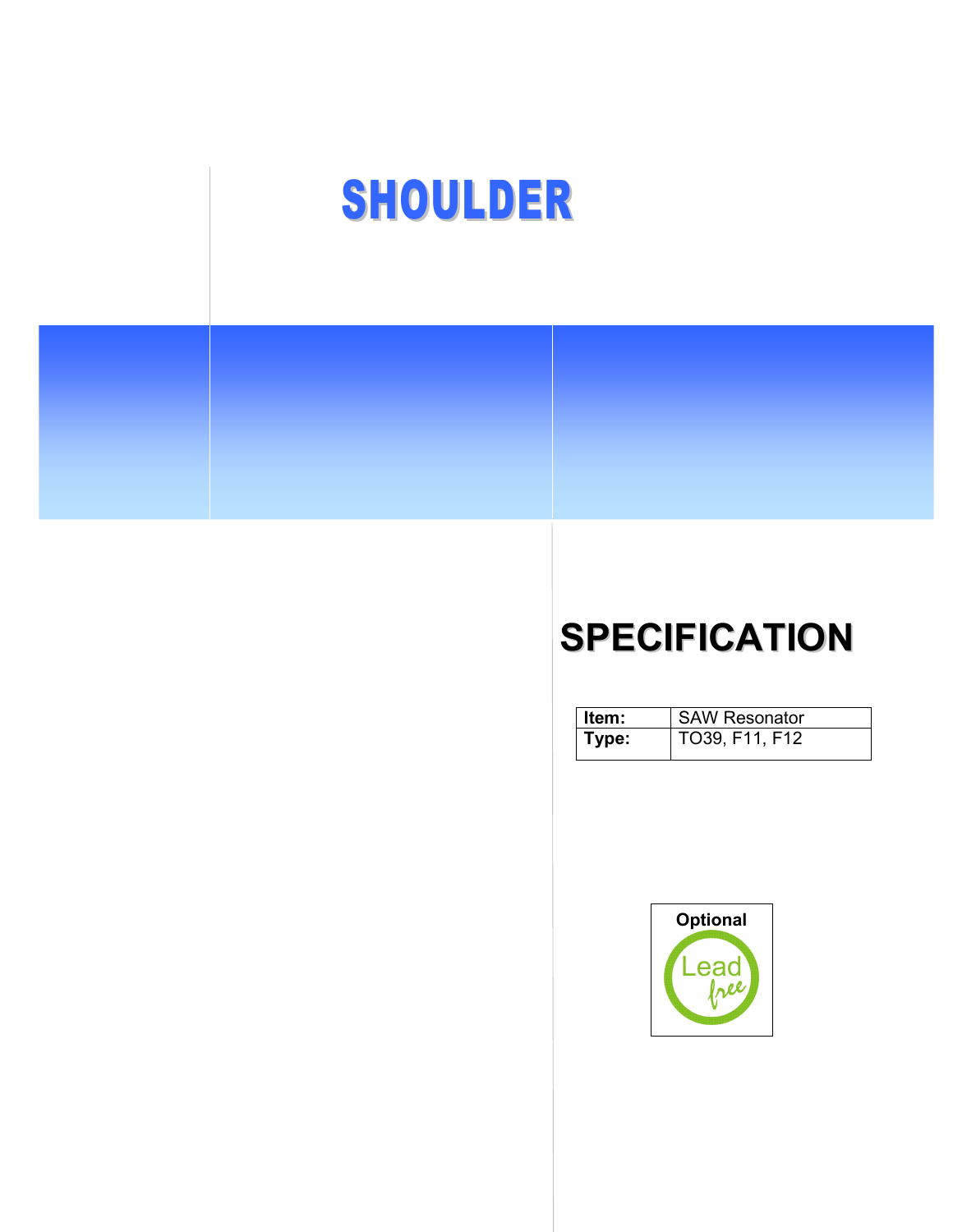# SHOULDER

# SPECIFICATION

| **Item:** | SAW Resonator |
|---|---|
| **Type:** | TO39, F11, F12 |

Optional

Lead free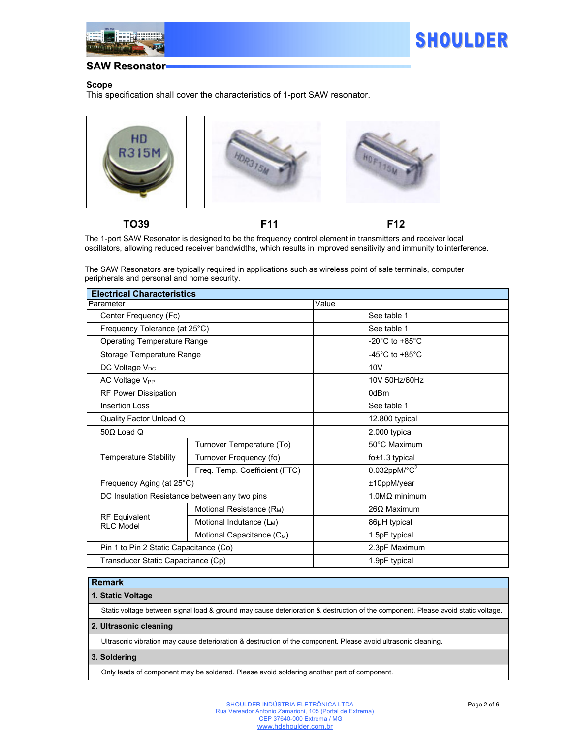## SAW Resonator

**Scope**
This specification shall cover the characteristics of 1-port SAW resonator.

**TO39** **F11** **F12**

The 1-port SAW Resonator is designed to be the frequency control element in transmitters and receiver local oscillators, allowing reduced receiver bandwidths, which results in improved sensitivity and immunity to interference.

The SAW Resonators are typically required in applications such as wireless point of sale terminals, computer peripherals and personal and home security.

| **Electrical Characteristics** | | |
|---|---|---|
| Parameter | | Value |
| Center Frequency (Fc) | | See table 1 |
| Frequency Tolerance (at 25°C) | | See table 1 |
| Operating Temperature Range | | -20°C to +85°C |
| Storage Temperature Range | | -45°C to +85°C |
| DC Voltage $V_{DC}$ | | 10V |
| AC Voltage $V_{PP}$ | | 10V 50Hz/60Hz |
| RF Power Dissipation | | 0dBm |
| Insertion Loss | | See table 1 |
| Quality Factor Unload Q | | 12.800 typical |
| 50Ω Load Q | | 2.000 typical |
| Temperature Stability | Turnover Temperature (To) | 50°C Maximum |
| | Turnover Frequency (fo) | fo±1.3 typical |
| | Freq. Temp. Coefficient (FTC) | 0.032ppM/°$C^2$ |
| Frequency Aging (at 25°C) | | ±10ppM/year |
| DC Insulation Resistance between any two pins | | 1.0MΩ minimum |
| RF Equivalent RLC Model | Motional Resistance ($R_M$) | 26Ω Maximum |
| | Motional Indutance ($L_M$) | 86μH typical |
| | Motional Capacitance ($C_M$) | 1.5pF typical |
| Pin 1 to Pin 2 Static Capacitance (Co) | | 2.3pF Maximum |
| Transducer Static Capacitance (Cp) | | 1.9pF typical |

**Remark**

**1. Static Voltage**

Static voltage between signal load & ground may cause deterioration & destruction of the component. Please avoid static voltage.

**2. Ultrasonic cleaning**

Ultrasonic vibration may cause deterioration & destruction of the component. Please avoid ultrasonic cleaning.

**3. Soldering**

Only leads of component may be soldered. Please avoid soldering another part of component.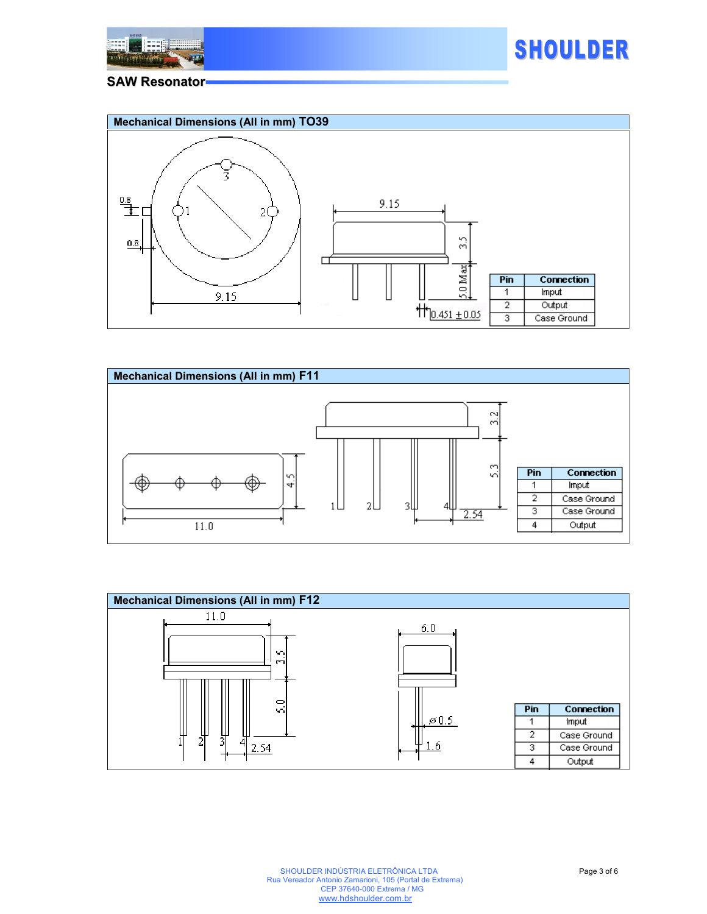## SAW Resonator

### Mechanical Dimensions (All in mm) TO39

9.15

0.8

0.8

9.15

3.5

5.0 Max

0.451 ±0.05

| Pin | Connection |
|---|---|
| 1 | Imput |
| 2 | Output |
| 3 | Case Ground |

### Mechanical Dimensions (All in mm) F11

4.5

11.0

3.2

5.3

2.54

| Pin | Connection |
|---|---|
| 1 | Imput |
| 2 | Case Ground |
| 3 | Case Ground |
| 4 | Output |

### Mechanical Dimensions (All in mm) F12

11.0

3.5

5.0

2.54

6.0

ø0.5

1.6

| Pin | Connection |
|---|---|
| 1 | Imput |
| 2 | Case Ground |
| 3 | Case Ground |
| 4 | Output |

SHOULDER INDÚSTRIA ELETRÔNICA LTDA
Rua Vereador Antonio Zamarioni, 105 (Portal de Extrema)
CEP 37640-000 Extrema / MG
www.hdshoulder.com.br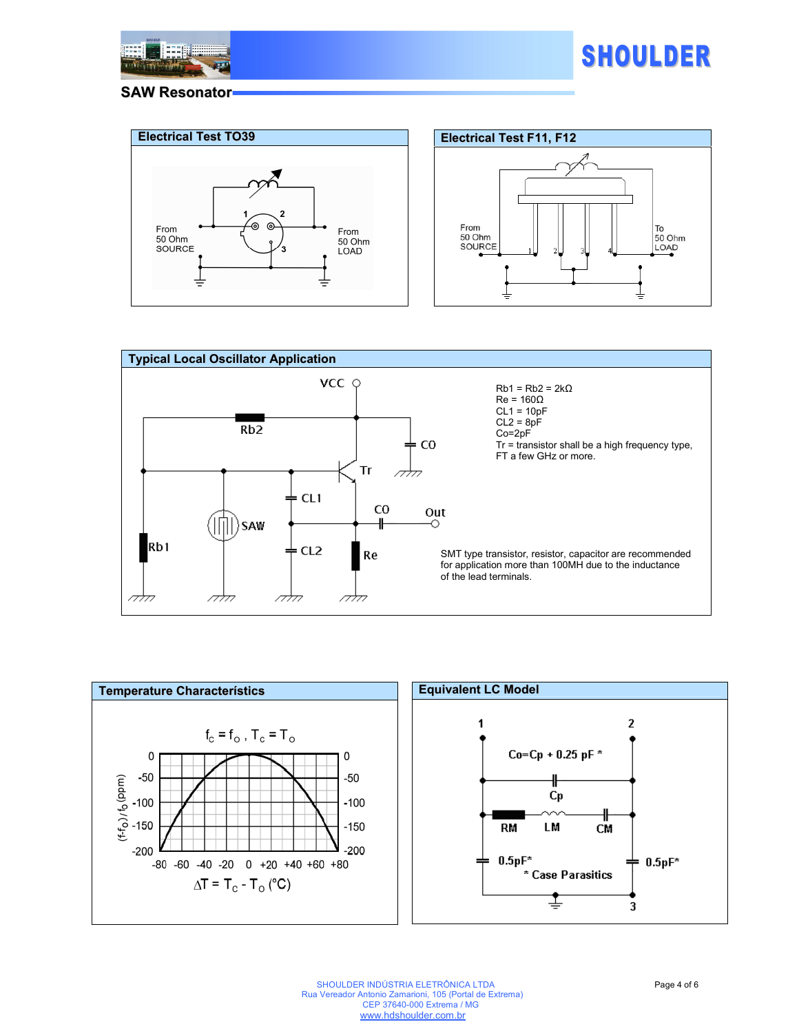## SAW Resonator

### Electrical Test TO39

From 50 Ohm SOURCE

From 50 Ohm LOAD

### Electrical Test F11, F12

From 50 Ohm SOURCE

To 50 Ohm LOAD

### Typical Local Oscillator Application

Rb1 = Rb2 = 2kΩ
Re = 160Ω
CL1 = 10pF
CL2 = 8pF
Co=2pF
Tr = transistor shall be a high frequency type, FT a few GHz or more.

SMT type transistor, resistor, capacitor are recommended for application more than 100MH due to the inductance of the lead terminals.

### Temperature Characteristics

$f_C = f_O$ , $T_C = T_O$

$(f-f_O)/f_O$ (ppm)

$\Delta T = T_C - T_O$ (°C)

### Equivalent LC Model

Co=Cp + 0.25 pF *

\* Case Parasitics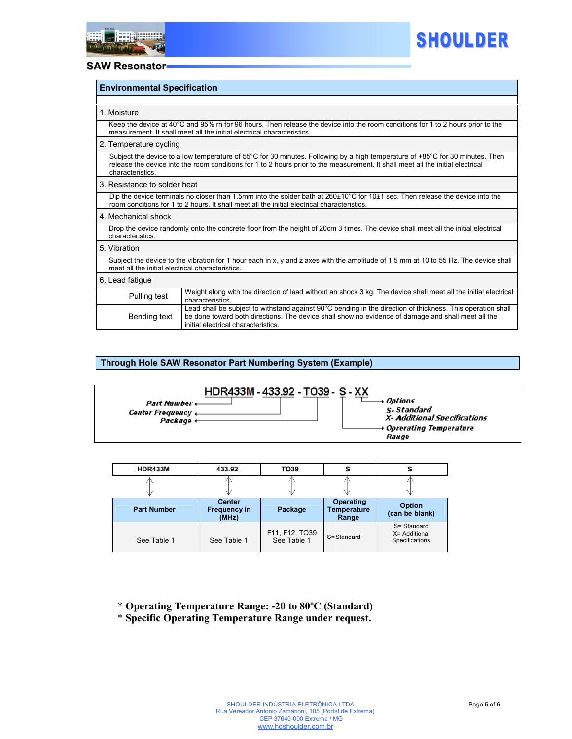## SAW Resonator

### Environmental Specification

**1. Moisture**

Keep the device at 40°C and 95% rh for 96 hours. Then release the device into the room conditions for 1 to 2 hours prior to the measurement. It shall meet all the initial electrical characteristics.

**2. Temperature cycling**

Subject the device to a low temperature of 55°C for 30 minutes. Following by a high temperature of +85°C for 30 minutes. Then release the device into the room conditions for 1 to 2 hours prior to the measurement. It shall meet all the initial electrical characteristics.

**3. Resistance to solder heat**

Dip the device terminals no closer than 1.5mm into the solder bath at 260±10°C for 10±1 sec. Then release the device into the room conditions for 1 to 2 hours. It shall meet all the initial electrical characteristics.

**4. Mechanical shock**

Drop the device randomly onto the concrete floor from the height of 20cm 3 times. The device shall meet all the initial electrical characteristics.

**5. Vibration**

Subject the device to the vibration for 1 hour each in x, y and z axes with the amplitude of 1.5 mm at 10 to 55 Hz. The device shall meet all the initial electrical characteristics.

**6. Lead fatigue**

| | |
|---|---|
| Pulling test | Weight along with the direction of lead without an shock 3 kg. The device shall meet all the initial electrical characteristics. |
| Bending text | Lead shall be subject to withstand against 90°C bending in the direction of thickness. This operation shall be done toward both directions. The device shall show no evidence of damage and shall meet all the initial electrical characteristics. |

### Through Hole SAW Resonator Part Numbering System (Example)

**HDR433M - 433.92 - TO39 - S - XX**

- HDR433M → *Part Number*
- 433.92 → *Center Frequency*
- TO39 → *Package*
- S → *Oprerating Temperature Range*
- XX → *Options*: *S- Standard*, *X- Additional Specifications*

| HDR433M | 433.92 | TO39 | S | S |
|---|---|---|---|---|
| **Part Number** | **Center Frequency in (MHz)** | **Package** | **Operating Temperature Range** | **Option (can be blank)** |
| See Table 1 | See Table 1 | F11, F12, TO39 See Table 1 | S=Standard | S= Standard X= Additional Specifications |

**\* Operating Temperature Range: -20 to 80ºC (Standard)**
**\* Specific Operating Temperature Range under request.**

SHOULDER INDÚSTRIA ELETRÔNICA LTDA
Rua Vereador Antonio Zamarioni, 105 (Portal de Extrema)
CEP 37640-000 Extrema / MG
www.hdshoulder.com.br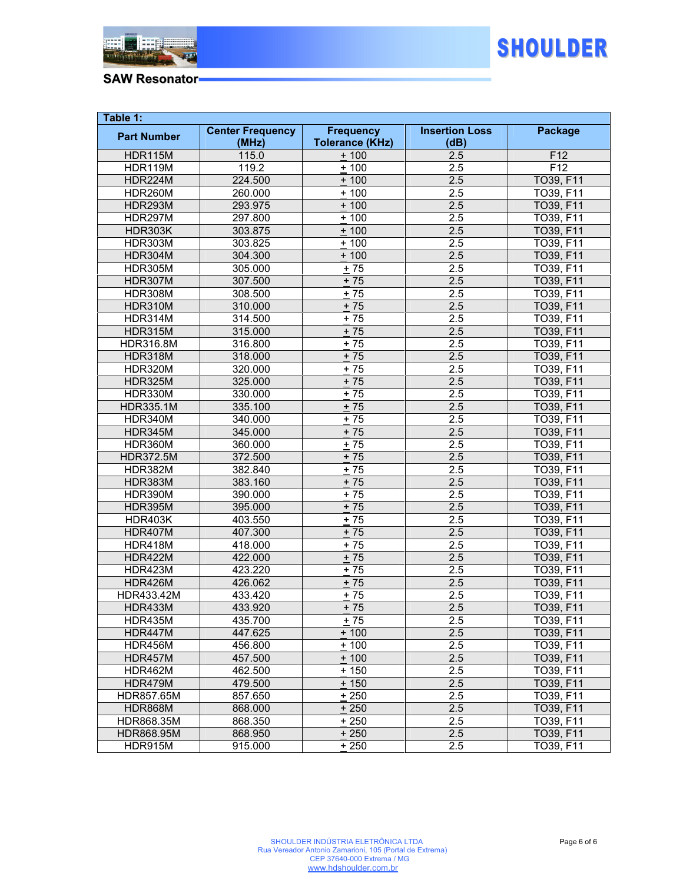## SAW Resonator

**Table 1:**

| Part Number | Center Frequency (MHz) | Frequency Tolerance (KHz) | Insertion Loss (dB) | Package |
|---|---|---|---|---|
| HDR115M | 115.0 | ± 100 | 2.5 | F12 |
| HDR119M | 119.2 | ± 100 | 2.5 | F12 |
| HDR224M | 224.500 | ± 100 | 2.5 | TO39, F11 |
| HDR260M | 260.000 | ± 100 | 2.5 | TO39, F11 |
| HDR293M | 293.975 | ± 100 | 2.5 | TO39, F11 |
| HDR297M | 297.800 | ± 100 | 2.5 | TO39, F11 |
| HDR303K | 303.875 | ± 100 | 2.5 | TO39, F11 |
| HDR303M | 303.825 | ± 100 | 2.5 | TO39, F11 |
| HDR304M | 304.300 | ± 100 | 2.5 | TO39, F11 |
| HDR305M | 305.000 | ± 75 | 2.5 | TO39, F11 |
| HDR307M | 307.500 | ± 75 | 2.5 | TO39, F11 |
| HDR308M | 308.500 | ± 75 | 2.5 | TO39, F11 |
| HDR310M | 310.000 | ± 75 | 2.5 | TO39, F11 |
| HDR314M | 314.500 | ± 75 | 2.5 | TO39, F11 |
| HDR315M | 315.000 | ± 75 | 2.5 | TO39, F11 |
| HDR316.8M | 316.800 | ± 75 | 2.5 | TO39, F11 |
| HDR318M | 318.000 | ± 75 | 2.5 | TO39, F11 |
| HDR320M | 320.000 | ± 75 | 2.5 | TO39, F11 |
| HDR325M | 325.000 | ± 75 | 2.5 | TO39, F11 |
| HDR330M | 330.000 | ± 75 | 2.5 | TO39, F11 |
| HDR335.1M | 335.100 | ± 75 | 2.5 | TO39, F11 |
| HDR340M | 340.000 | ± 75 | 2.5 | TO39, F11 |
| HDR345M | 345.000 | ± 75 | 2.5 | TO39, F11 |
| HDR360M | 360.000 | ± 75 | 2.5 | TO39, F11 |
| HDR372.5M | 372.500 | ± 75 | 2.5 | TO39, F11 |
| HDR382M | 382.840 | ± 75 | 2.5 | TO39, F11 |
| HDR383M | 383.160 | ± 75 | 2.5 | TO39, F11 |
| HDR390M | 390.000 | ± 75 | 2.5 | TO39, F11 |
| HDR395M | 395.000 | ± 75 | 2.5 | TO39, F11 |
| HDR403K | 403.550 | ± 75 | 2.5 | TO39, F11 |
| HDR407M | 407.300 | ± 75 | 2.5 | TO39, F11 |
| HDR418M | 418.000 | ± 75 | 2.5 | TO39, F11 |
| HDR422M | 422.000 | ± 75 | 2.5 | TO39, F11 |
| HDR423M | 423.220 | ± 75 | 2.5 | TO39, F11 |
| HDR426M | 426.062 | ± 75 | 2.5 | TO39, F11 |
| HDR433.42M | 433.420 | ± 75 | 2.5 | TO39, F11 |
| HDR433M | 433.920 | ± 75 | 2.5 | TO39, F11 |
| HDR435M | 435.700 | ± 75 | 2.5 | TO39, F11 |
| HDR447M | 447.625 | ± 100 | 2.5 | TO39, F11 |
| HDR456M | 456.800 | ± 100 | 2.5 | TO39, F11 |
| HDR457M | 457.500 | ± 100 | 2.5 | TO39, F11 |
| HDR462M | 462.500 | ± 150 | 2.5 | TO39, F11 |
| HDR479M | 479.500 | ± 150 | 2.5 | TO39, F11 |
| HDR857.65M | 857.650 | ± 250 | 2.5 | TO39, F11 |
| HDR868M | 868.000 | ± 250 | 2.5 | TO39, F11 |
| HDR868.35M | 868.350 | ± 250 | 2.5 | TO39, F11 |
| HDR868.95M | 868.950 | ± 250 | 2.5 | TO39, F11 |
| HDR915M | 915.000 | ± 250 | 2.5 | TO39, F11 |

SHOULDER INDÚSTRIA ELETRÔNICA LTDA
Rua Vereador Antonio Zamarioni, 105 (Portal de Extrema)
CEP 37640-000 Extrema / MG
www.hdshoulder.com.br